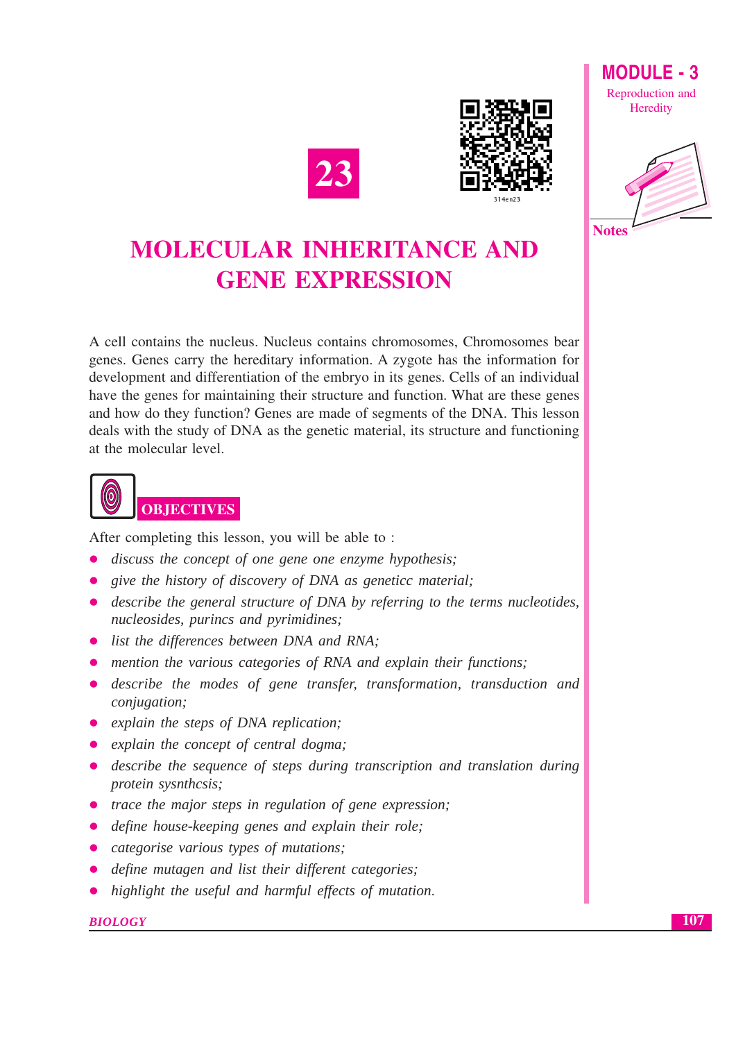# 23

# MOLECULAR INHERITANCE AND GENE EXPRESSION

A cell contains the nucleus. Nucleus contains chromosomes, Chromosomes bear genes. Genes carry the hereditary information. A zygote has the information for development and differentiation of the embryo in its genes. Cells of an individual have the genes for maintaining their structure and function. What are these genes and how do they function? Genes are made of segments of the DNA. This lesson deals with the study of DNA as the genetic material, its structure and functioning at the molecular level.

## OBJECTIVES

After completing this lesson, you will be able to :

- *discuss the concept of one gene one enzyme hypothesis;*
- *give the history of discovery of DNA as geneticc material;*
- *describe the general structure of DNA by referring to the terms nucleotides, nucleosides, purincs and pyrimidines;*
- *list the differences between DNA and RNA;*
- *mention the various categories of RNA and explain their functions;*
- *describe the modes of gene transfer, transformation, transduction and conjugation;*
- *explain the steps of DNA replication;*
- *explain the concept of central dogma;*
- *describe the sequence of steps during transcription and translation during protein sysnthcsis;*
- *trace the major steps in regulation of gene expression;*
- *define house-keeping genes and explain their role;*
- *categorise various types of mutations;*
- *define mutagen and list their different categories;*
- *highlight the useful and harmful effects of mutation.*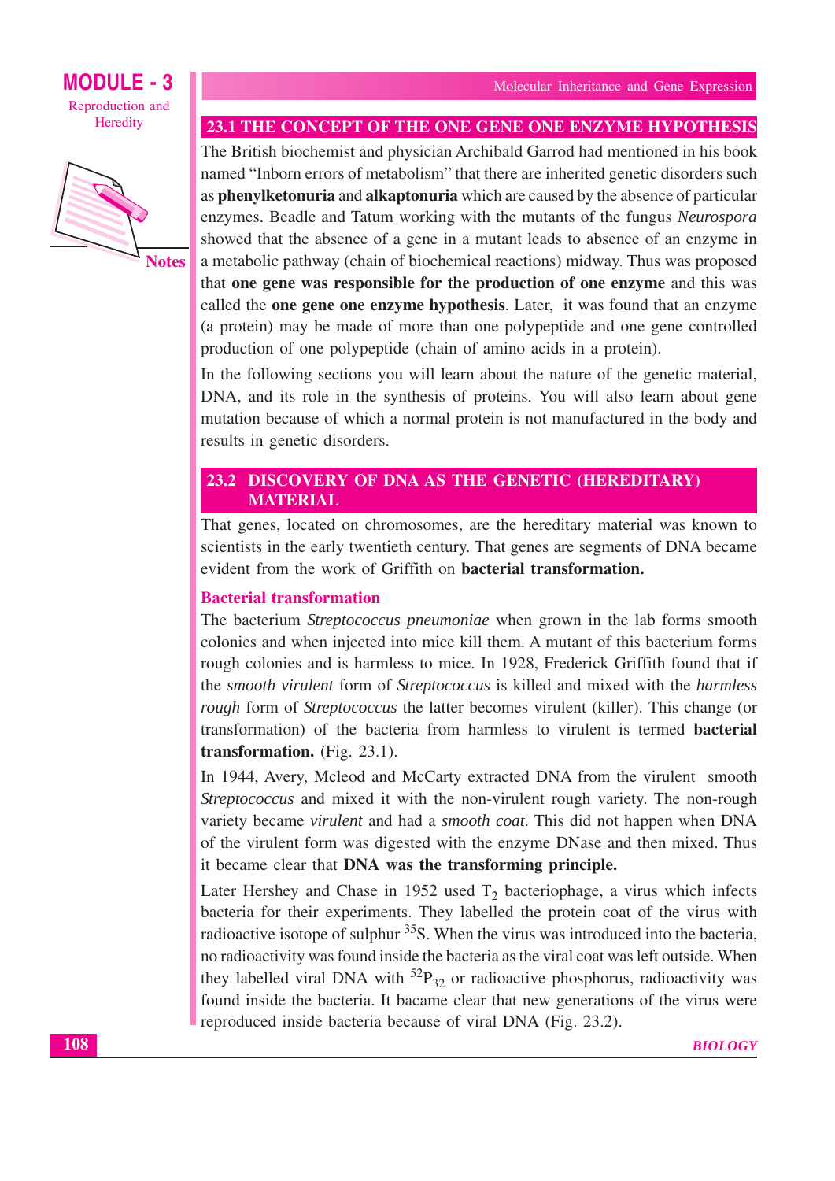## 23.1 THE CONCEPT OF THE ONE GENE ONE ENZYME HYPOTHESIS

The British biochemist and physician Archibald Garrod had mentioned in his book named "Inborn errors of metabolism" that there are inherited genetic disorders such as **phenylketonuria** and **alkaptonuria** which are caused by the absence of particular enzymes. Beadle and Tatum working with the mutants of the fungus *Neurospora* showed that the absence of a gene in a mutant leads to absence of an enzyme in a metabolic pathway (chain of biochemical reactions) midway. Thus was proposed that **one gene was responsible for the production of one enzyme** and this was called the **one gene one enzyme hypothesis**. Later, it was found that an enzyme (a protein) may be made of more than one polypeptide and one gene controlled production of one polypeptide (chain of amino acids in a protein).

In the following sections you will learn about the nature of the genetic material, DNA, and its role in the synthesis of proteins. You will also learn about gene mutation because of which a normal protein is not manufactured in the body and results in genetic disorders.

## 23.2 DISCOVERY OF DNA AS THE GENETIC (HEREDITARY) MATERIAL

That genes, located on chromosomes, are the hereditary material was known to scientists in the early twentieth century. That genes are segments of DNA became evident from the work of Griffith on **bacterial transformation.**

### Bacterial transformation

The bacterium *Streptococcus pneumoniae* when grown in the lab forms smooth colonies and when injected into mice kill them. A mutant of this bacterium forms rough colonies and is harmless to mice. In 1928, Frederick Griffith found that if the *smooth virulent* form of *Streptococcus* is killed and mixed with the *harmless rough* form of *Streptococcus* the latter becomes virulent (killer). This change (or transformation) of the bacteria from harmless to virulent is termed **bacterial transformation.** (Fig. 23.1).

In 1944, Avery, Mcleod and McCarty extracted DNA from the virulent smooth *Streptococcus* and mixed it with the non-virulent rough variety. The non-rough variety became *virulent* and had a *smooth coat*. This did not happen when DNA of the virulent form was digested with the enzyme DNase and then mixed. Thus it became clear that **DNA was the transforming principle.**

Later Hershey and Chase in 1952 used $T_2$ bacteriophage, a virus which infects bacteria for their experiments. They labelled the protein coat of the virus with radioactive isotope of sulphur $^{35}S$. When the virus was introduced into the bacteria, no radioactivity was found inside the bacteria as the viral coat was left outside. When they labelled viral DNA with $^{52}P_{32}$ or radioactive phosphorus, radioactivity was found inside the bacteria. It bacame clear that new generations of the virus were reproduced inside bacteria because of viral DNA (Fig. 23.2).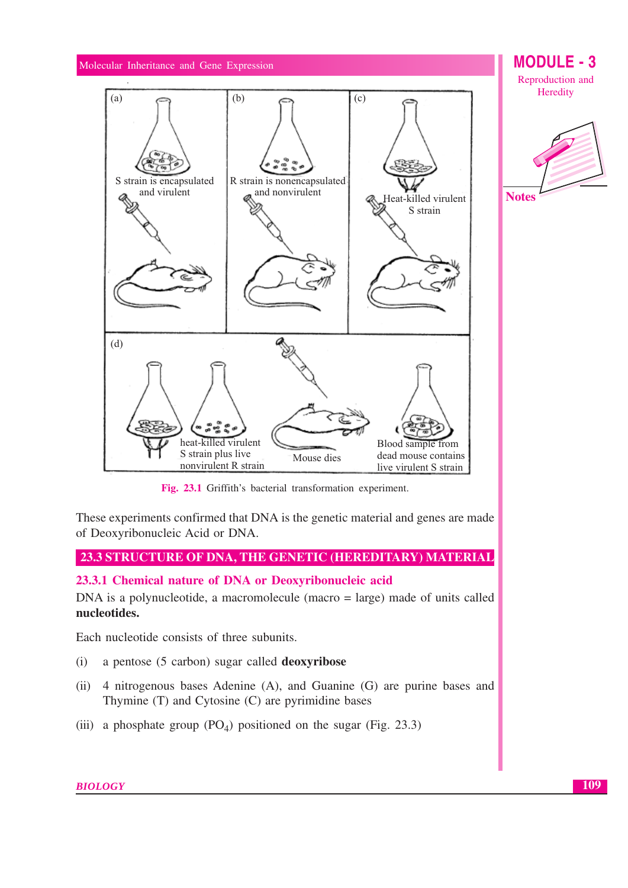(a) S strain is encapsulated and virulent

(b) R strain is nonencapsulated and nonvirulent

(c) Heat-killed virulent S strain

(d) heat-killed virulent S strain plus live nonvirulent R strain — Mouse dies — Blood sample from dead mouse contains live virulent S strain

**Fig. 23.1** Griffith's bacterial transformation experiment.

These experiments confirmed that DNA is the genetic material and genes are made of Deoxyribonucleic Acid or DNA.

## 23.3 STRUCTURE OF DNA, THE GENETIC (HEREDITARY) MATERIAL

### 23.3.1 Chemical nature of DNA or Deoxyribonucleic acid

DNA is a polynucleotide, a macromolecule (macro = large) made of units called **nucleotides.**

Each nucleotide consists of three subunits.

(i) a pentose (5 carbon) sugar called **deoxyribose**

(ii) 4 nitrogenous bases Adenine (A), and Guanine (G) are purine bases and Thymine (T) and Cytosine (C) are pyrimidine bases

(iii) a phosphate group ($PO_4$) positioned on the sugar (Fig. 23.3)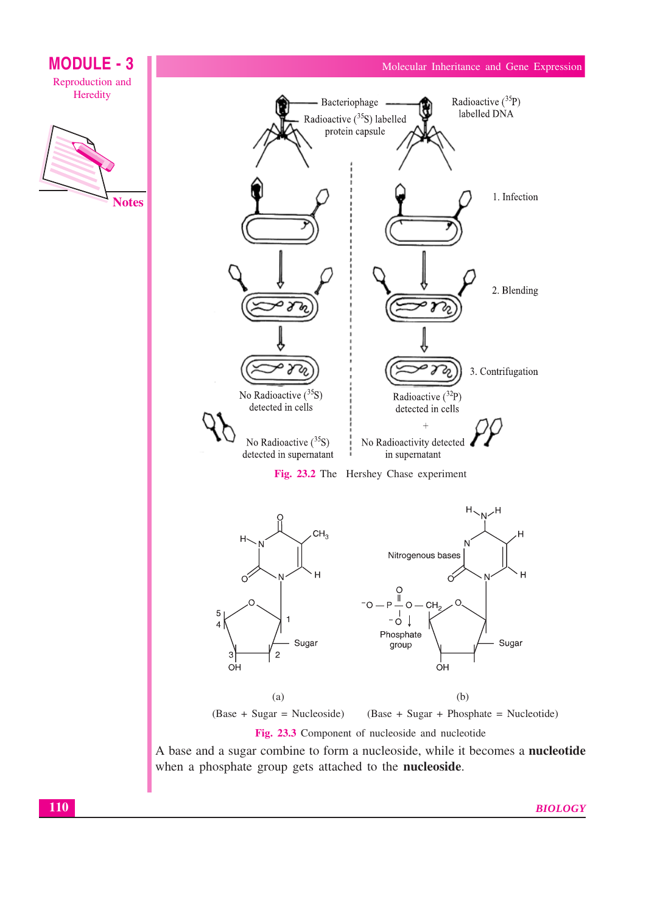Bacteriophage

Radioactive ($^{35}S$) labelled protein capsule

Radioactive ($^{35}P$) labelled DNA

1. Infection

2. Blending

3. Contrifugation

No Radioactive ($^{35}S$) detected in cells

Radioactive ($^{32}P$) detected in cells

No Radioactive ($^{35}S$) detected in supernatant

No Radioactivity detected in supernatant

**Fig. 23.2** The Hershey Chase experiment

Nitrogenous bases

Phosphate group

Sugar

(a)

(Base + Sugar = Nucleoside)

(b)

(Base + Sugar + Phosphate = Nucleotide)

**Fig. 23.3** Component of nucleoside and nucleotide

A base and a sugar combine to form a nucleoside, while it becomes a **nucleotide** when a phosphate group gets attached to the **nucleoside**.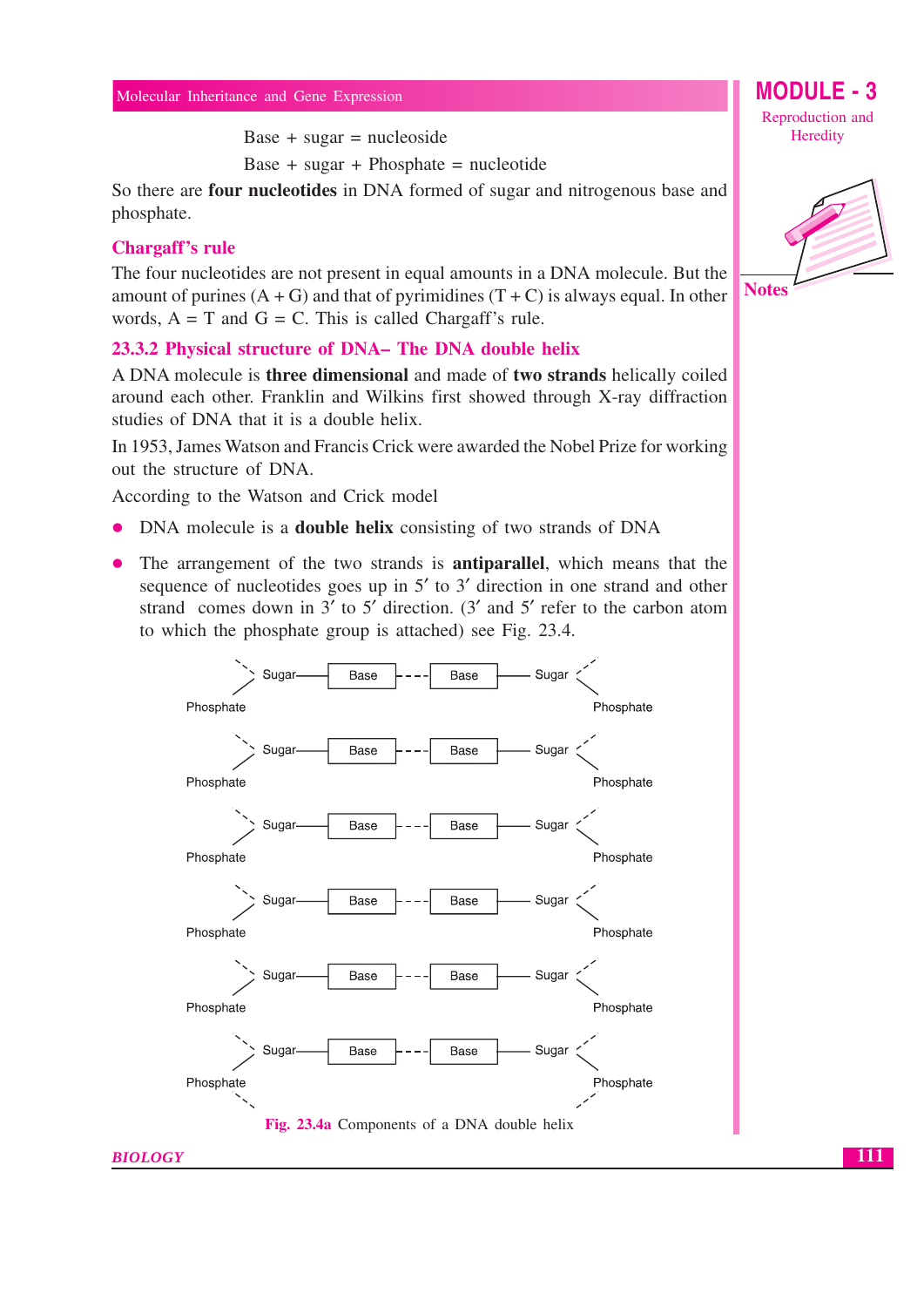Base + sugar = nucleoside

Base + sugar + Phosphate = nucleotide

So there are **four nucleotides** in DNA formed of sugar and nitrogenous base and phosphate.

### Chargaff's rule

The four nucleotides are not present in equal amounts in a DNA molecule. But the amount of purines (A + G) and that of pyrimidines (T + C) is always equal. In other words, A = T and G = C. This is called Chargaff's rule.

### 23.3.2 Physical structure of DNA– The DNA double helix

A DNA molecule is **three dimensional** and made of **two strands** helically coiled around each other. Franklin and Wilkins first showed through X-ray diffraction studies of DNA that it is a double helix.

In 1953, James Watson and Francis Crick were awarded the Nobel Prize for working out the structure of DNA.

According to the Watson and Crick model

- DNA molecule is a **double helix** consisting of two strands of DNA
- The arrangement of the two strands is **antiparallel**, which means that the sequence of nucleotides goes up in 5′ to 3′ direction in one strand and other strand comes down in 3′ to 5′ direction. (3′ and 5′ refer to the carbon atom to which the phosphate group is attached) see Fig. 23.4.

```
        Sugar——[Base]---[Base]——Sugar
Phosphate                           Phosphate
        Sugar——[Base]---[Base]——Sugar
Phosphate                           Phosphate
        Sugar——[Base]---[Base]——Sugar
Phosphate                           Phosphate
        Sugar——[Base]---[Base]——Sugar
Phosphate                           Phosphate
        Sugar——[Base]---[Base]——Sugar
Phosphate                           Phosphate
        Sugar——[Base]---[Base]——Sugar
Phosphate                           Phosphate
```

Fig. 23.4a Components of a DNA double helix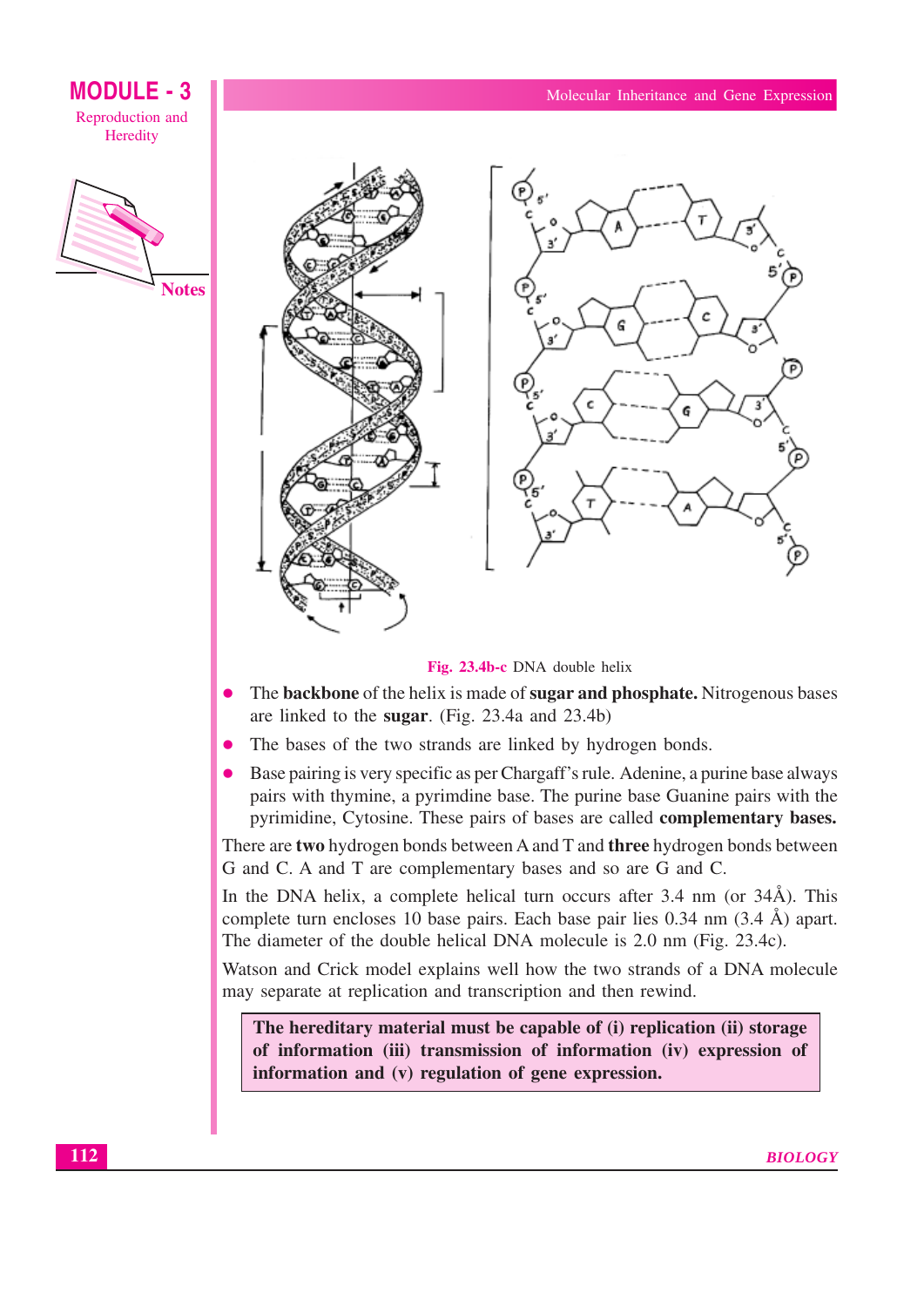Fig. 23.4b-c DNA double helix

- The **backbone** of the helix is made of **sugar and phosphate.** Nitrogenous bases are linked to the **sugar**. (Fig. 23.4a and 23.4b)
- The bases of the two strands are linked by hydrogen bonds.
- Base pairing is very specific as per Chargaff's rule. Adenine, a purine base always pairs with thymine, a pyrimidine base. The purine base Guanine pairs with the pyrimidine, Cytosine. These pairs of bases are called **complementary bases.**

There are **two** hydrogen bonds between A and T and **three** hydrogen bonds between G and C. A and T are complementary bases and so are G and C.

In the DNA helix, a complete helical turn occurs after 3.4 nm (or 34Å). This complete turn encloses 10 base pairs. Each base pair lies 0.34 nm (3.4 Å) apart. The diameter of the double helical DNA molecule is 2.0 nm (Fig. 23.4c).

Watson and Crick model explains well how the two strands of a DNA molecule may separate at replication and transcription and then rewind.

**The hereditary material must be capable of (i) replication (ii) storage of information (iii) transmission of information (iv) expression of information and (v) regulation of gene expression.**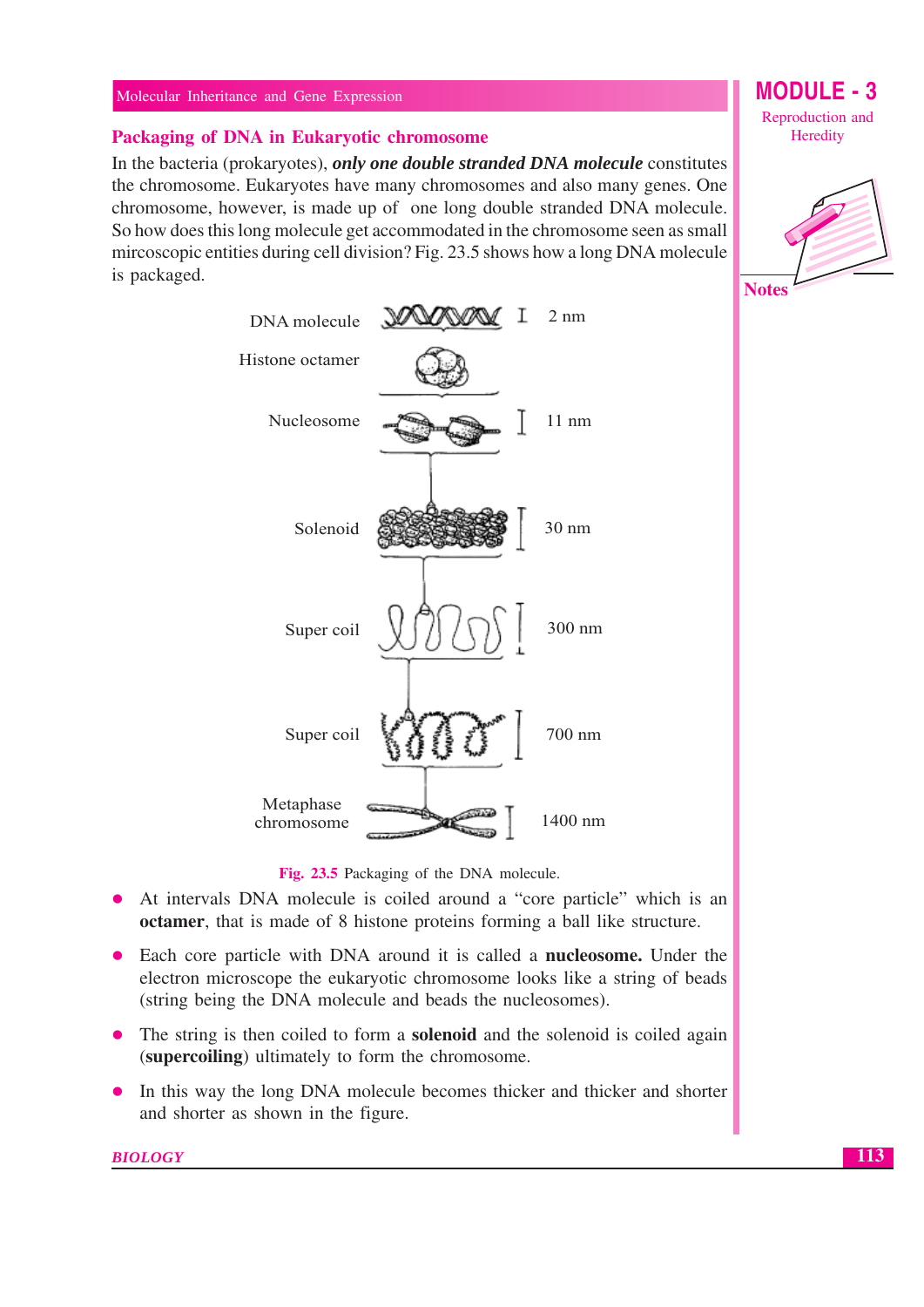## Packaging of DNA in Eukaryotic chromosome

In the bacteria (prokaryotes), ***only one double stranded DNA molecule*** constitutes the chromosome. Eukaryotes have many chromosomes and also many genes. One chromosome, however, is made up of one long double stranded DNA molecule. So how does this long molecule get accommodated in the chromosome seen as small mircoscopic entities during cell division? Fig. 23.5 shows how a long DNA molecule is packaged.

| | |
|---|---|
| DNA molecule | 2 nm |
| Histone octamer | |
| Nucleosome | 11 nm |
| Solenoid | 30 nm |
| Super coil | 300 nm |
| Super coil | 700 nm |
| Metaphase chromosome | 1400 nm |

**Fig. 23.5** Packaging of the DNA molecule.

- At intervals DNA molecule is coiled around a "core particle" which is an **octamer**, that is made of 8 histone proteins forming a ball like structure.
- Each core particle with DNA around it is called a **nucleosome.** Under the electron microscope the eukaryotic chromosome looks like a string of beads (string being the DNA molecule and beads the nucleosomes).
- The string is then coiled to form a **solenoid** and the solenoid is coiled again (**supercoiling**) ultimately to form the chromosome.
- In this way the long DNA molecule becomes thicker and thicker and shorter and shorter as shown in the figure.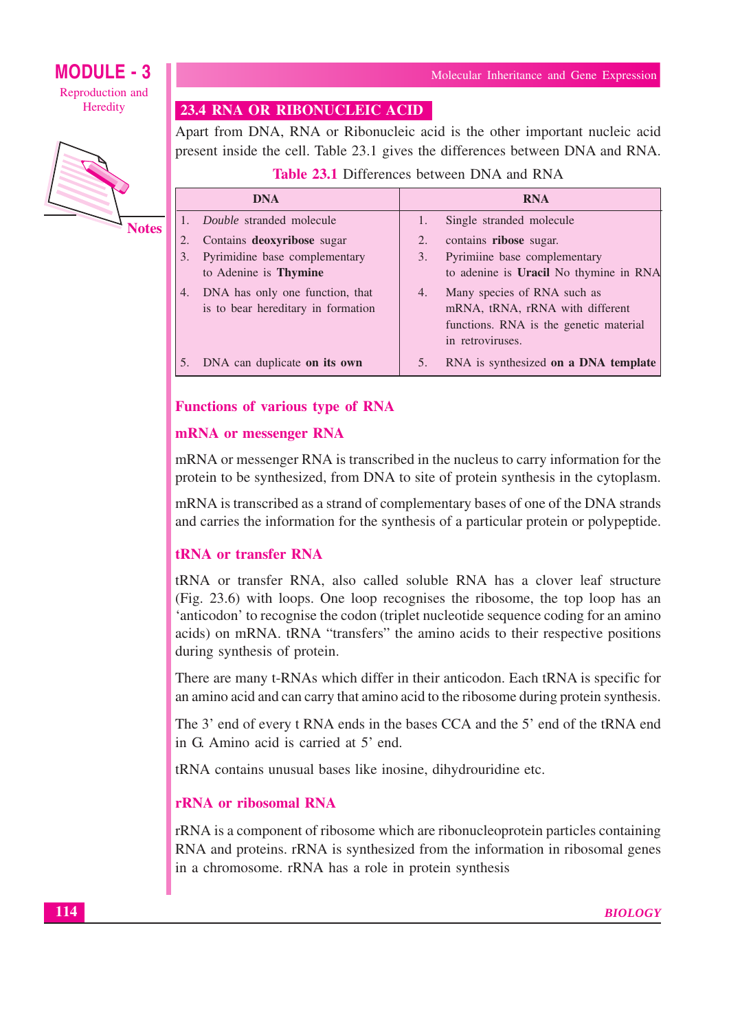## 23.4 RNA OR RIBONUCLEIC ACID

Apart from DNA, RNA or Ribonucleic acid is the other important nucleic acid present inside the cell. Table 23.1 gives the differences between DNA and RNA.

**Table 23.1** Differences between DNA and RNA

| DNA | RNA |
|---|---|
| 1. *Double* stranded molecule | 1. Single stranded molecule |
| 2. Contains **deoxyribose** sugar | 2. contains **ribose** sugar. |
| 3. Pyrimidine base complementary to Adenine is **Thymine** | 3. Pyrimiine base complementary to adenine is **Uracil** No thymine in RNA |
| 4. DNA has only one function, that is to bear hereditary in formation | 4. Many species of RNA such as mRNA, tRNA, rRNA with different functions. RNA is the genetic material in retroviruses. |
| 5. DNA can duplicate **on its own** | 5. RNA is synthesized **on a DNA template** |

### Functions of various type of RNA

### mRNA or messenger RNA

mRNA or messenger RNA is transcribed in the nucleus to carry information for the protein to be synthesized, from DNA to site of protein synthesis in the cytoplasm.

mRNA is transcribed as a strand of complementary bases of one of the DNA strands and carries the information for the synthesis of a particular protein or polypeptide.

### tRNA or transfer RNA

tRNA or transfer RNA, also called soluble RNA has a clover leaf structure (Fig. 23.6) with loops. One loop recognises the ribosome, the top loop has an 'anticodon' to recognise the codon (triplet nucleotide sequence coding for an amino acids) on mRNA. tRNA "transfers" the amino acids to their respective positions during synthesis of protein.

There are many t-RNAs which differ in their anticodon. Each tRNA is specific for an amino acid and can carry that amino acid to the ribosome during protein synthesis.

The 3' end of every t RNA ends in the bases CCA and the 5' end of the tRNA end in G. Amino acid is carried at 5' end.

tRNA contains unusual bases like inosine, dihydrouridine etc.

### rRNA or ribosomal RNA

rRNA is a component of ribosome which are ribonucleoprotein particles containing RNA and proteins. rRNA is synthesized from the information in ribosomal genes in a chromosome. rRNA has a role in protein synthesis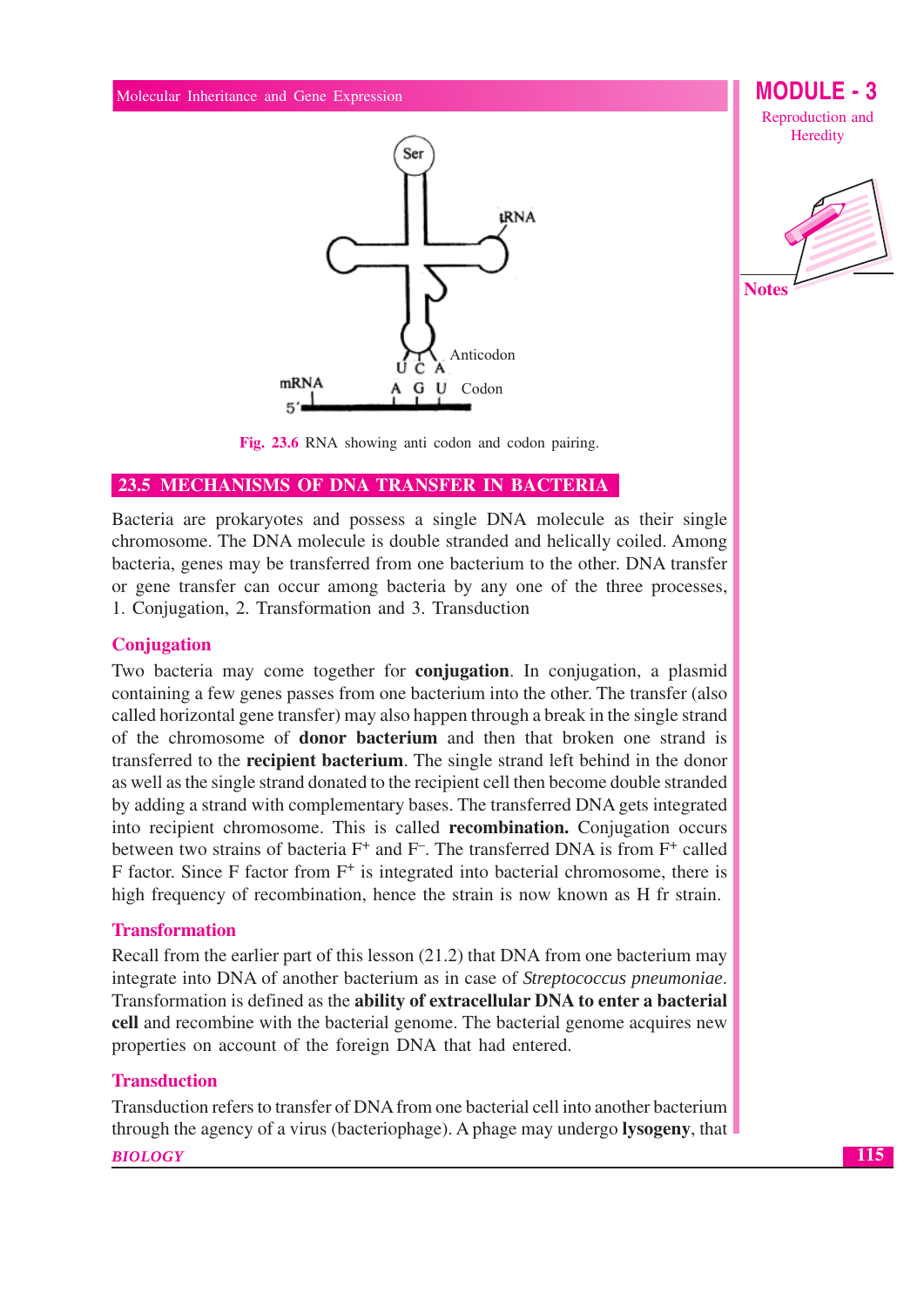Fig. 23.6 RNA showing anti codon and codon pairing.

## 23.5 MECHANISMS OF DNA TRANSFER IN BACTERIA

Bacteria are prokaryotes and possess a single DNA molecule as their single chromosome. The DNA molecule is double stranded and helically coiled. Among bacteria, genes may be transferred from one bacterium to the other. DNA transfer or gene transfer can occur among bacteria by any one of the three processes, 1. Conjugation, 2. Transformation and 3. Transduction

### Conjugation

Two bacteria may come together for **conjugation**. In conjugation, a plasmid containing a few genes passes from one bacterium into the other. The transfer (also called horizontal gene transfer) may also happen through a break in the single strand of the chromosome of **donor bacterium** and then that broken one strand is transferred to the **recipient bacterium**. The single strand left behind in the donor as well as the single strand donated to the recipient cell then become double stranded by adding a strand with complementary bases. The transferred DNA gets integrated into recipient chromosome. This is called **recombination.** Conjugation occurs between two strains of bacteria $F^+$ and $F^-$. The transferred DNA is from $F^+$ called F factor. Since F factor from $F^+$ is integrated into bacterial chromosome, there is high frequency of recombination, hence the strain is now known as H fr strain.

### Transformation

Recall from the earlier part of this lesson (21.2) that DNA from one bacterium may integrate into DNA of another bacterium as in case of *Streptococcus pneumoniae*. Transformation is defined as the **ability of extracellular DNA to enter a bacterial cell** and recombine with the bacterial genome. The bacterial genome acquires new properties on account of the foreign DNA that had entered.

### Transduction

Transduction refers to transfer of DNA from one bacterial cell into another bacterium through the agency of a virus (bacteriophage). A phage may undergo **lysogeny**, that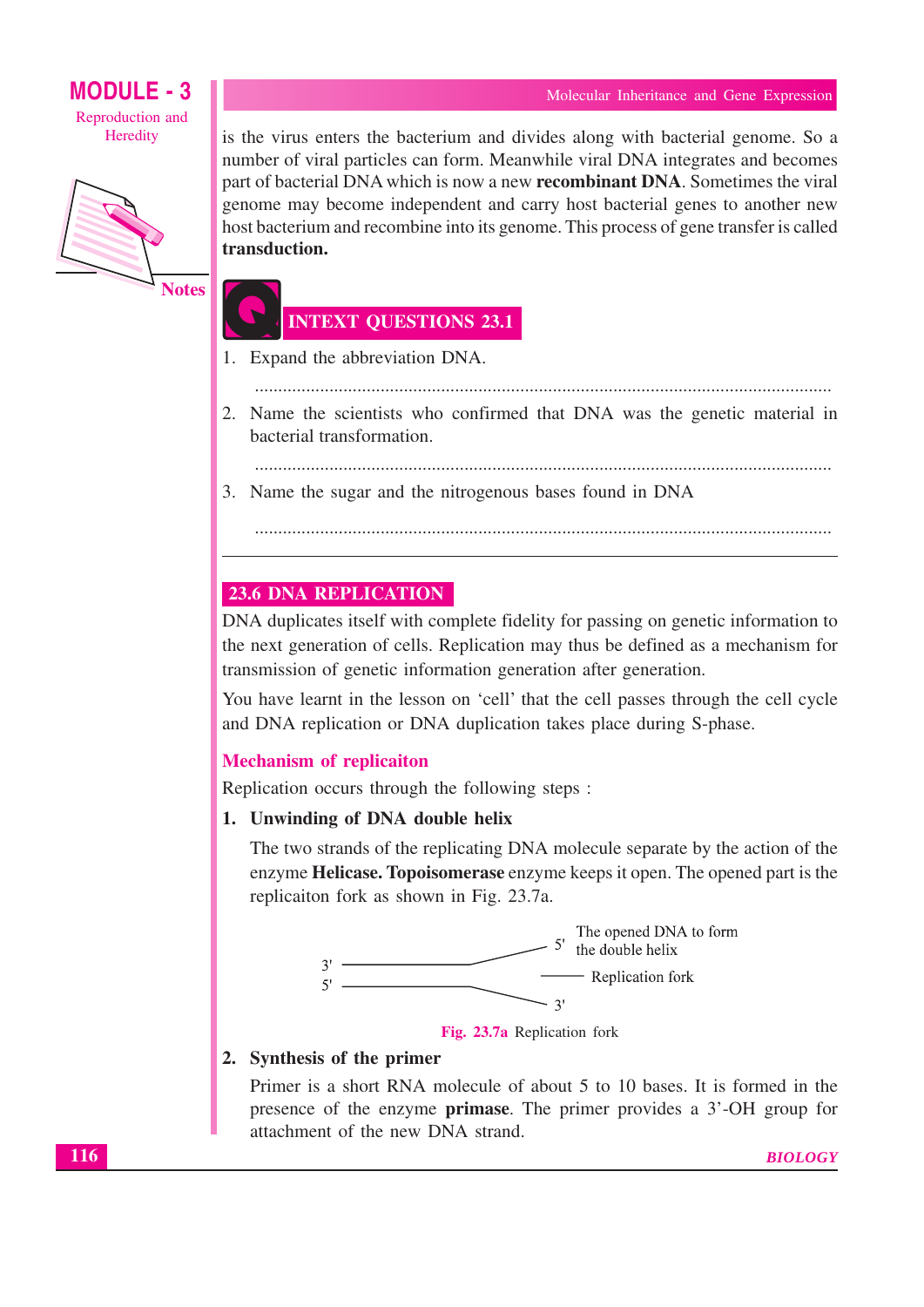is the virus enters the bacterium and divides along with bacterial genome. So a number of viral particles can form. Meanwhile viral DNA integrates and becomes part of bacterial DNA which is now a new **recombinant DNA**. Sometimes the viral genome may become independent and carry host bacterial genes to another new host bacterium and recombine into its genome. This process of gene transfer is called **transduction.**

## INTEXT QUESTIONS 23.1

1. Expand the abbreviation DNA.

   ..........................................................................................................................

2. Name the scientists who confirmed that DNA was the genetic material in bacterial transformation.

   ..........................................................................................................................

3. Name the sugar and the nitrogenous bases found in DNA

   ..........................................................................................................................

## 23.6 DNA REPLICATION

DNA duplicates itself with complete fidelity for passing on genetic information to the next generation of cells. Replication may thus be defined as a mechanism for transmission of genetic information generation after generation.

You have learnt in the lesson on 'cell' that the cell passes through the cell cycle and DNA replication or DNA duplication takes place during S-phase.

### Mechanism of replicaiton

Replication occurs through the following steps :

**1. Unwinding of DNA double helix**

The two strands of the replicating DNA molecule separate by the action of the enzyme **Helicase. Topoisomerase** enzyme keeps it open. The opened part is the replicaiton fork as shown in Fig. 23.7a.

3' 5' — 5' The opened DNA to form the double helix — Replication fork — 3'

Fig. 23.7a Replication fork

**2. Synthesis of the primer**

Primer is a short RNA molecule of about 5 to 10 bases. It is formed in the presence of the enzyme **primase**. The primer provides a 3'-OH group for attachment of the new DNA strand.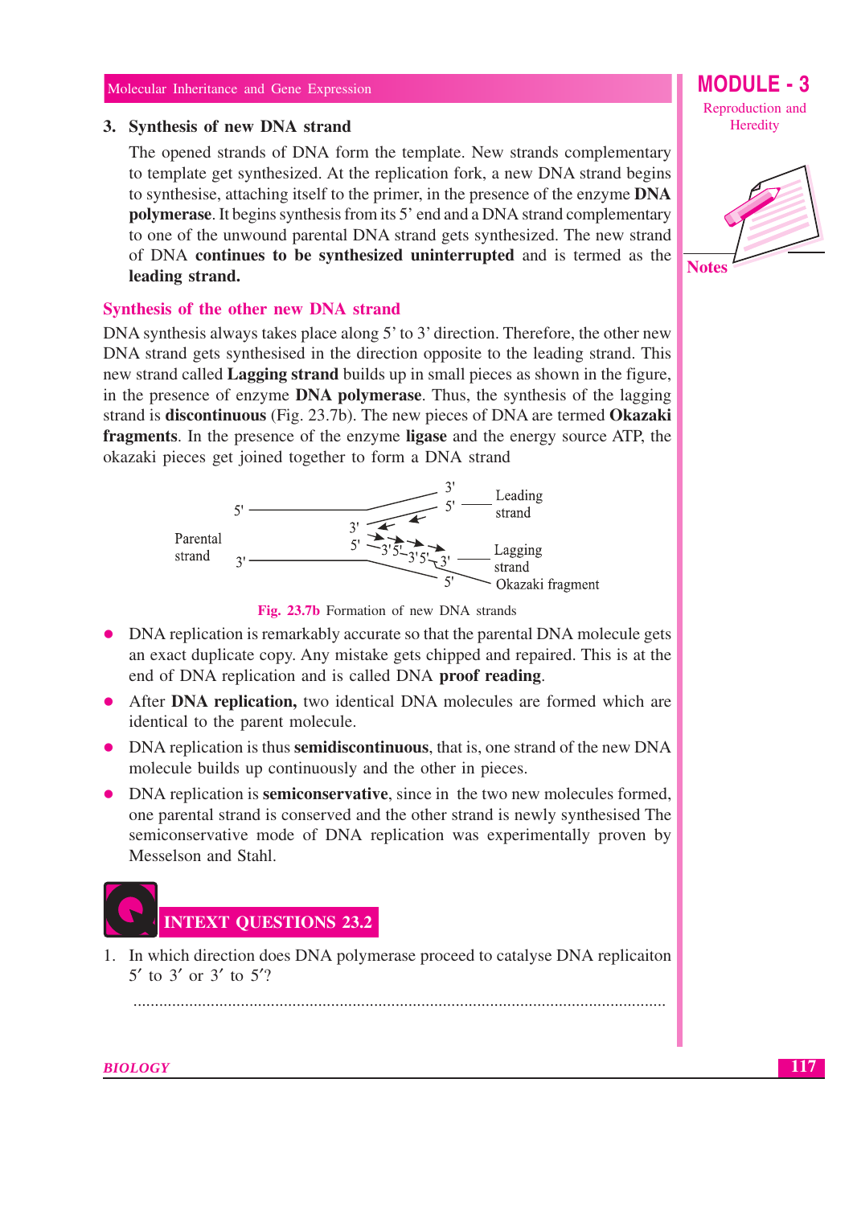### 3. Synthesis of new DNA strand

The opened strands of DNA form the template. New strands complementary to template get synthesized. At the replication fork, a new DNA strand begins to synthesise, attaching itself to the primer, in the presence of the enzyme **DNA polymerase**. It begins synthesis from its 5' end and a DNA strand complementary to one of the unwound parental DNA strand gets synthesized. The new strand of DNA **continues to be synthesized uninterrupted** and is termed as the **leading strand.**

### Synthesis of the other new DNA strand

DNA synthesis always takes place along 5' to 3' direction. Therefore, the other new DNA strand gets synthesised in the direction opposite to the leading strand. This new strand called **Lagging strand** builds up in small pieces as shown in the figure, in the presence of enzyme **DNA polymerase**. Thus, the synthesis of the lagging strand is **discontinuous** (Fig. 23.7b). The new pieces of DNA are termed **Okazaki fragments**. In the presence of the enzyme **ligase** and the energy source ATP, the okazaki pieces get joined together to form a DNA strand

Fig. 23.7b Formation of new DNA strands

- DNA replication is remarkably accurate so that the parental DNA molecule gets an exact duplicate copy. Any mistake gets chipped and repaired. This is at the end of DNA replication and is called DNA **proof reading**.
- After **DNA replication,** two identical DNA molecules are formed which are identical to the parent molecule.
- DNA replication is thus **semidiscontinuous**, that is, one strand of the new DNA molecule builds up continuously and the other in pieces.
- DNA replication is **semiconservative**, since in the two new molecules formed, one parental strand is conserved and the other strand is newly synthesised The semiconservative mode of DNA replication was experimentally proven by Messelson and Stahl.

## INTEXT QUESTIONS 23.2

1. In which direction does DNA polymerase proceed to catalyse DNA replicaiton 5′ to 3′ or 3′ to 5′?

 ..........................................................................................................................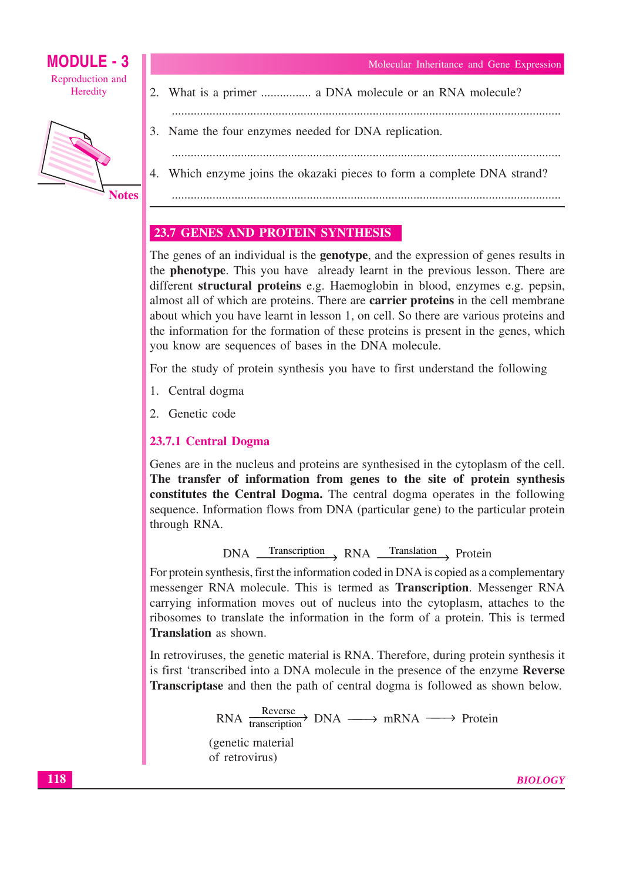2. What is a primer ................ a DNA molecule or an RNA molecule?

   ........................................................................................................................

3. Name the four enzymes needed for DNA replication.

   ........................................................................................................................

4. Which enzyme joins the okazaki pieces to form a complete DNA strand?

   ........................................................................................................................

## 23.7 GENES AND PROTEIN SYNTHESIS

The genes of an individual is the **genotype**, and the expression of genes results in the **phenotype**. This you have already learnt in the previous lesson. There are different **structural proteins** e.g. Haemoglobin in blood, enzymes e.g. pepsin, almost all of which are proteins. There are **carrier proteins** in the cell membrane about which you have learnt in lesson 1, on cell. So there are various proteins and the information for the formation of these proteins is present in the genes, which you know are sequences of bases in the DNA molecule.

For the study of protein synthesis you have to first understand the following

1. Central dogma
2. Genetic code

### 23.7.1 Central Dogma

Genes are in the nucleus and proteins are synthesised in the cytoplasm of the cell. **The transfer of information from genes to the site of protein synthesis constitutes the Central Dogma.** The central dogma operates in the following sequence. Information flows from DNA (particular gene) to the particular protein through RNA.

$$\text{DNA} \xrightarrow{\text{Transcription}} \text{RNA} \xrightarrow{\text{Translation}} \text{Protein}$$

For protein synthesis, first the information coded in DNA is copied as a complementary messenger RNA molecule. This is termed as **Transcription**. Messenger RNA carrying information moves out of nucleus into the cytoplasm, attaches to the ribosomes to translate the information in the form of a protein. This is termed **Translation** as shown.

In retroviruses, the genetic material is RNA. Therefore, during protein synthesis it is first 'transcribed into a DNA molecule in the presence of the enzyme **Reverse Transcriptase** and then the path of central dogma is followed as shown below.

$$\text{RNA} \xrightarrow[\text{transcription}]{\text{Reverse}} \text{DNA} \longrightarrow \text{mRNA} \longrightarrow \text{Protein}$$

(genetic material
of retrovirus)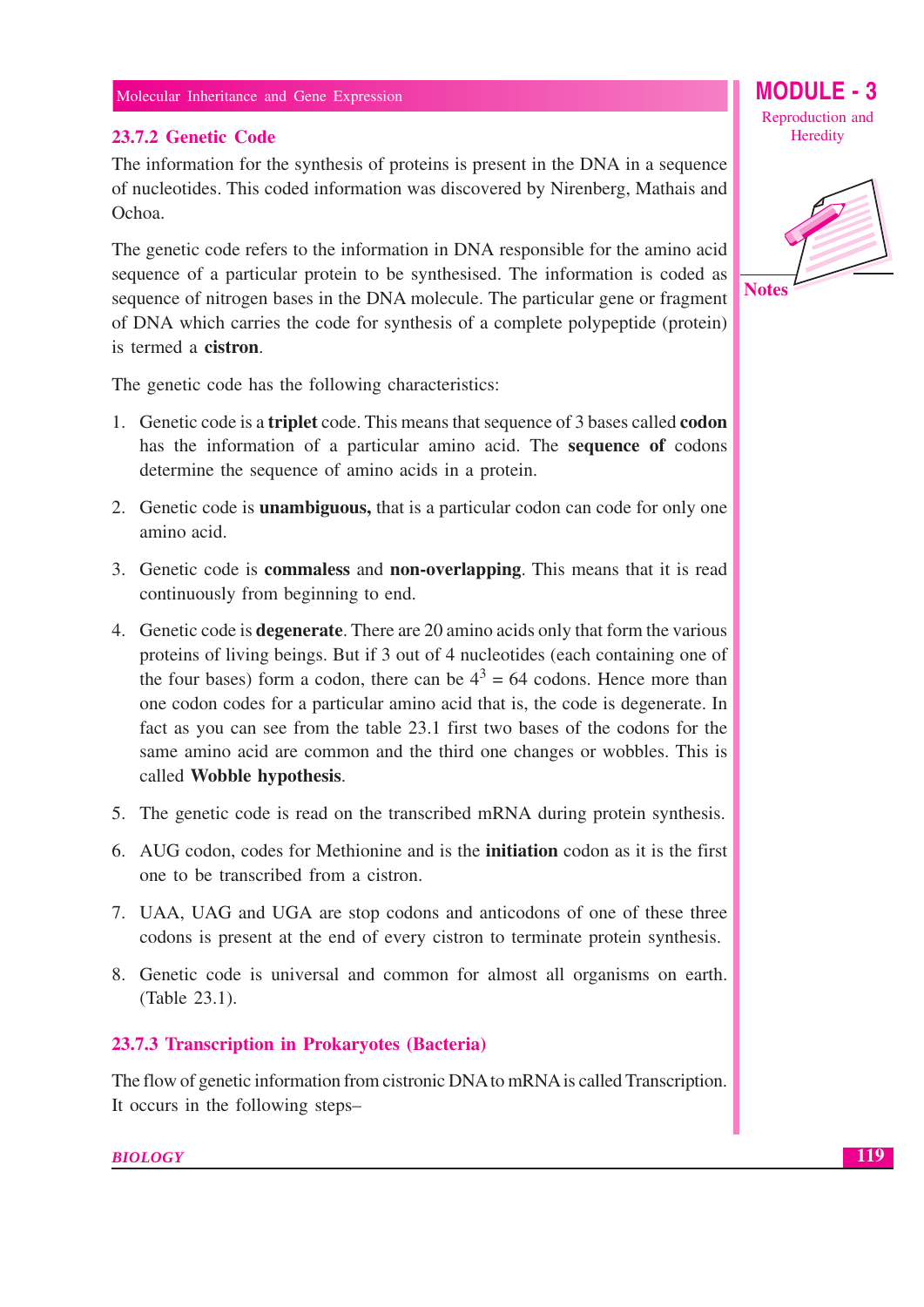### 23.7.2 Genetic Code

The information for the synthesis of proteins is present in the DNA in a sequence of nucleotides. This coded information was discovered by Nirenberg, Mathais and Ochoa.

The genetic code refers to the information in DNA responsible for the amino acid sequence of a particular protein to be synthesised. The information is coded as sequence of nitrogen bases in the DNA molecule. The particular gene or fragment of DNA which carries the code for synthesis of a complete polypeptide (protein) is termed a **cistron**.

The genetic code has the following characteristics:

1. Genetic code is a **triplet** code. This means that sequence of 3 bases called **codon** has the information of a particular amino acid. The **sequence of** codons determine the sequence of amino acids in a protein.
2. Genetic code is **unambiguous,** that is a particular codon can code for only one amino acid.
3. Genetic code is **commaless** and **non-overlapping**. This means that it is read continuously from beginning to end.
4. Genetic code is **degenerate**. There are 20 amino acids only that form the various proteins of living beings. But if 3 out of 4 nucleotides (each containing one of the four bases) form a codon, there can be $4^3 = 64$ codons. Hence more than one codon codes for a particular amino acid that is, the code is degenerate. In fact as you can see from the table 23.1 first two bases of the codons for the same amino acid are common and the third one changes or wobbles. This is called **Wobble hypothesis**.
5. The genetic code is read on the transcribed mRNA during protein synthesis.
6. AUG codon, codes for Methionine and is the **initiation** codon as it is the first one to be transcribed from a cistron.
7. UAA, UAG and UGA are stop codons and anticodons of one of these three codons is present at the end of every cistron to terminate protein synthesis.
8. Genetic code is universal and common for almost all organisms on earth. (Table 23.1).

### 23.7.3 Transcription in Prokaryotes (Bacteria)

The flow of genetic information from cistronic DNA to mRNA is called Transcription. It occurs in the following steps–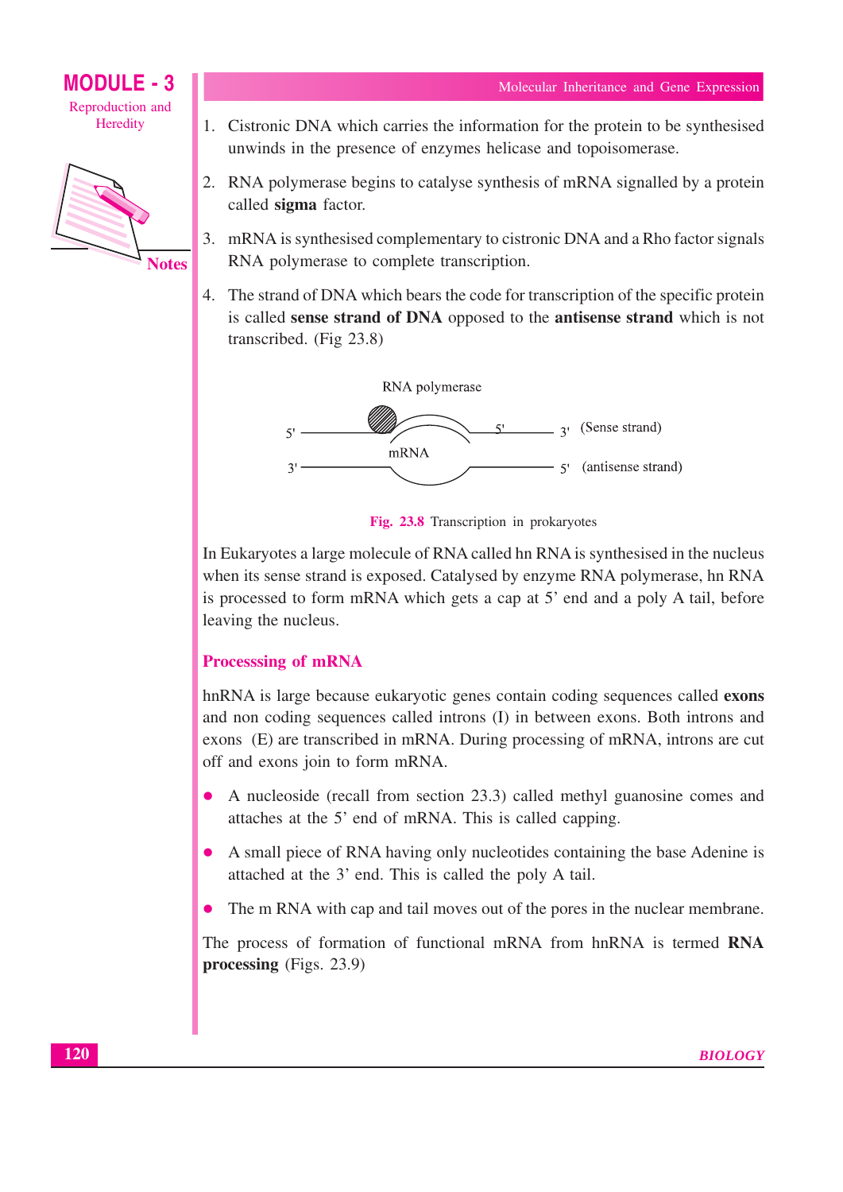1. Cistronic DNA which carries the information for the protein to be synthesised unwinds in the presence of enzymes helicase and topoisomerase.

2. RNA polymerase begins to catalyse synthesis of mRNA signalled by a protein called **sigma** factor.

3. mRNA is synthesised complementary to cistronic DNA and a Rho factor signals RNA polymerase to complete transcription.

4. The strand of DNA which bears the code for transcription of the specific protein is called **sense strand of DNA** opposed to the **antisense strand** which is not transcribed. (Fig 23.8)

RNA polymerase

5' — 5' — 3' (Sense strand)

mRNA

3' — 5' (antisense strand)

**Fig. 23.8** Transcription in prokaryotes

In Eukaryotes a large molecule of RNA called hn RNA is synthesised in the nucleus when its sense strand is exposed. Catalysed by enzyme RNA polymerase, hn RNA is processed to form mRNA which gets a cap at 5' end and a poly A tail, before leaving the nucleus.

## Processsing of mRNA

hnRNA is large because eukaryotic genes contain coding sequences called **exons** and non coding sequences called introns (I) in between exons. Both introns and exons (E) are transcribed in mRNA. During processing of mRNA, introns are cut off and exons join to form mRNA.

- A nucleoside (recall from section 23.3) called methyl guanosine comes and attaches at the 5' end of mRNA. This is called capping.
- A small piece of RNA having only nucleotides containing the base Adenine is attached at the 3' end. This is called the poly A tail.
- The m RNA with cap and tail moves out of the pores in the nuclear membrane.

The process of formation of functional mRNA from hnRNA is termed **RNA processing** (Figs. 23.9)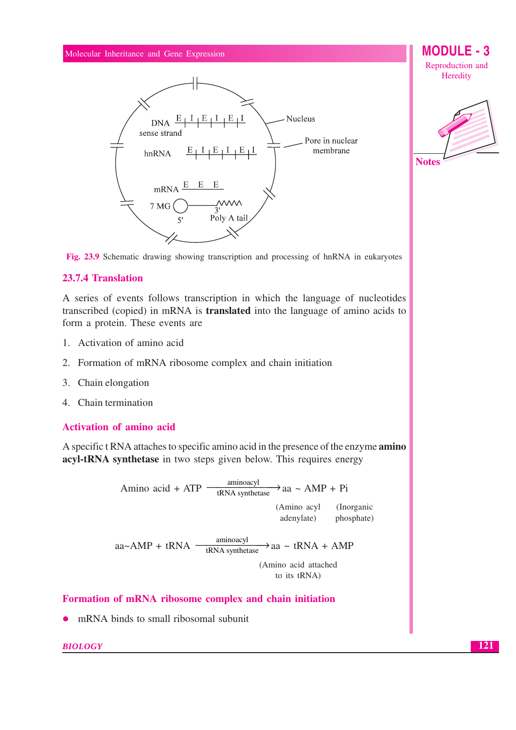Fig. 23.9 Schematic drawing showing transcription and processing of hnRNA in eukaryotes

### 23.7.4 Translation

A series of events follows transcription in which the language of nucleotides transcribed (copied) in mRNA is **translated** into the language of amino acids to form a protein. These events are

1. Activation of amino acid
2. Formation of mRNA ribosome complex and chain initiation
3. Chain elongation
4. Chain termination

#### Activation of amino acid

A specific t RNA attaches to specific amino acid in the presence of the enzyme **amino acyl-tRNA synthetase** in two steps given below. This requires energy

$$\text{Amino acid} + \text{ATP} \xrightarrow[\text{tRNA synthetase}]{\text{aminoacyl}} \text{aa} \sim \text{AMP} + \text{Pi}$$

(Amino acyl adenylate) (Inorganic phosphate)

$$\text{aa}\sim\text{AMP} + \text{tRNA} \xrightarrow[\text{tRNA synthetase}]{\text{aminoacyl}} \text{aa} \sim \text{tRNA} + \text{AMP}$$

(Amino acid attached to its tRNA)

#### Formation of mRNA ribosome complex and chain initiation

- mRNA binds to small ribosomal subunit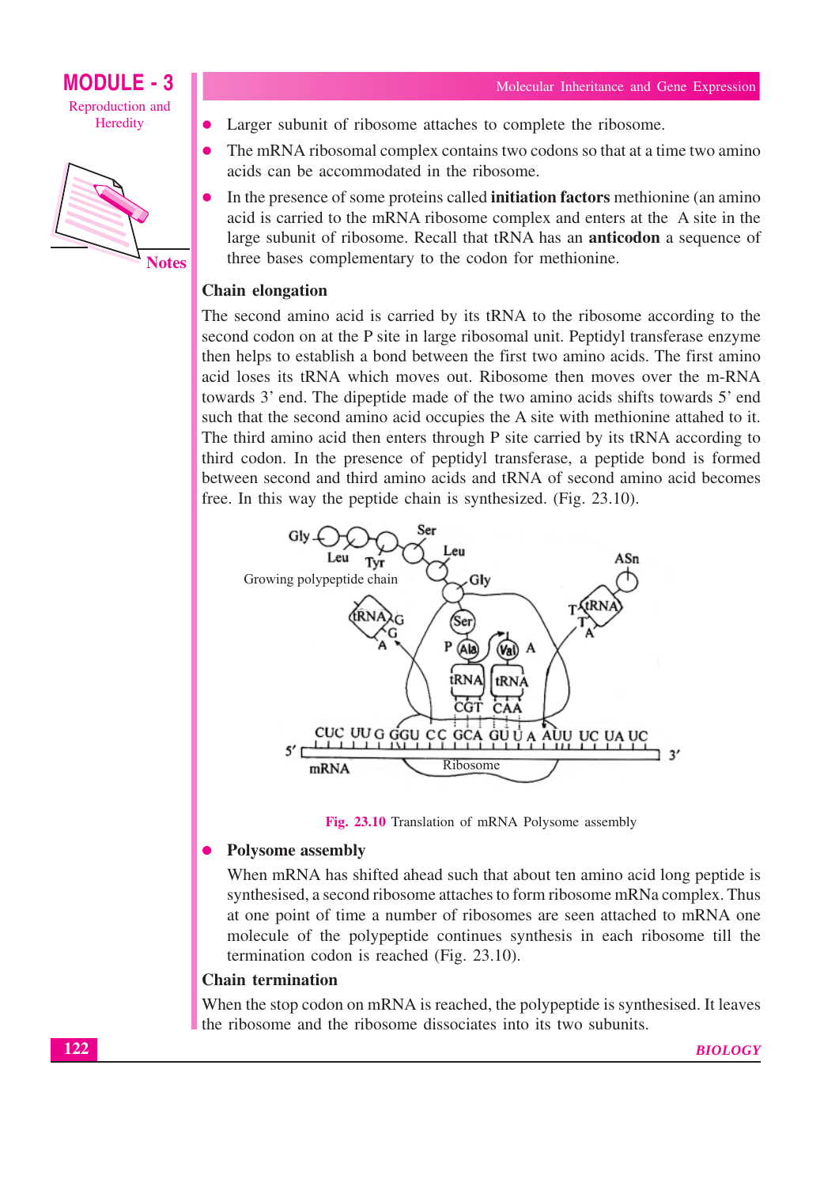- Larger subunit of ribosome attaches to complete the ribosome.
- The mRNA ribosomal complex contains two codons so that at a time two amino acids can be accommodated in the ribosome.
- In the presence of some proteins called **initiation factors** methionine (an amino acid is carried to the mRNA ribosome complex and enters at the A site in the large subunit of ribosome. Recall that tRNA has an **anticodon** a sequence of three bases complementary to the codon for methionine.

### Chain elongation

The second amino acid is carried by its tRNA to the ribosome according to the second codon on at the P site in large ribosomal unit. Peptidyl transferase enzyme then helps to establish a bond between the first two amino acids. The first amino acid loses its tRNA which moves out. Ribosome then moves over the m-RNA towards 3' end. The dipeptide made of the two amino acids shifts towards 5' end such that the second amino acid occupies the A site with methionine attahed to it. The third amino acid then enters through P site carried by its tRNA according to third codon. In the presence of peptidyl transferase, a peptide bond is formed between second and third amino acids and tRNA of second amino acid becomes free. In this way the peptide chain is synthesized. (Fig. 23.10).

**Fig. 23.10** Translation of mRNA Polysome assembly

- **Polysome assembly**

  When mRNA has shifted ahead such that about ten amino acid long peptide is synthesised, a second ribosome attaches to form ribosome mRNa complex. Thus at one point of time a number of ribosomes are seen attached to mRNA one molecule of the polypeptide continues synthesis in each ribosome till the termination codon is reached (Fig. 23.10).

### Chain termination

When the stop codon on mRNA is reached, the polypeptide is synthesised. It leaves the ribosome and the ribosome dissociates into its two subunits.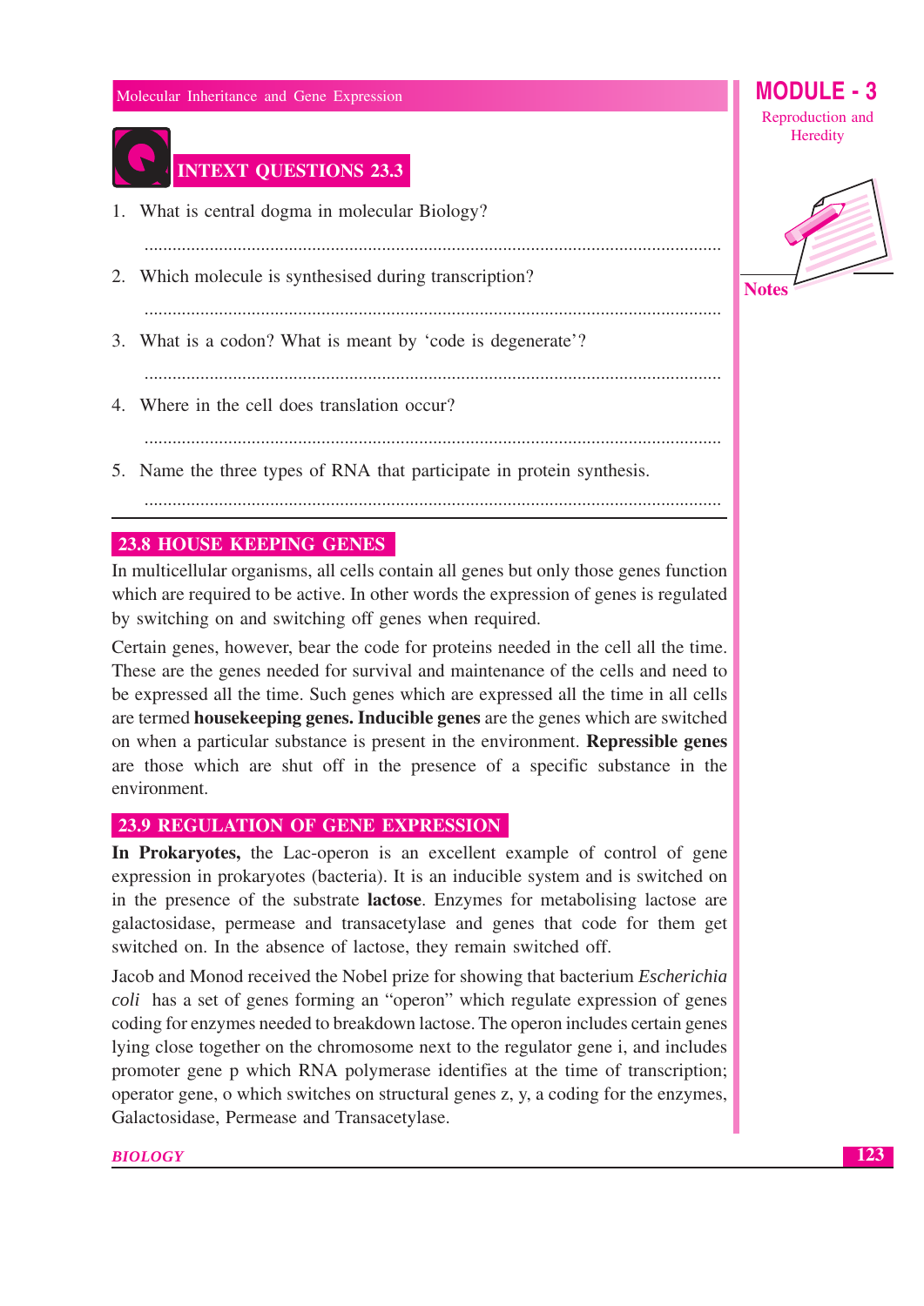## INTEXT QUESTIONS 23.3

1. What is central dogma in molecular Biology?

 ..........................................................................................................................

2. Which molecule is synthesised during transcription?

 ..........................................................................................................................

3. What is a codon? What is meant by 'code is degenerate'?

 ..........................................................................................................................

4. Where in the cell does translation occur?

 ..........................................................................................................................

5. Name the three types of RNA that participate in protein synthesis.

 ..........................................................................................................................

## 23.8 HOUSE KEEPING GENES

In multicellular organisms, all cells contain all genes but only those genes function which are required to be active. In other words the expression of genes is regulated by switching on and switching off genes when required.

Certain genes, however, bear the code for proteins needed in the cell all the time. These are the genes needed for survival and maintenance of the cells and need to be expressed all the time. Such genes which are expressed all the time in all cells are termed **housekeeping genes. Inducible genes** are the genes which are switched on when a particular substance is present in the environment. **Repressible genes** are those which are shut off in the presence of a specific substance in the environment.

## 23.9 REGULATION OF GENE EXPRESSION

**In Prokaryotes,** the Lac-operon is an excellent example of control of gene expression in prokaryotes (bacteria). It is an inducible system and is switched on in the presence of the substrate **lactose**. Enzymes for metabolising lactose are galactosidase, permease and transacetylase and genes that code for them get switched on. In the absence of lactose, they remain switched off.

Jacob and Monod received the Nobel prize for showing that bacterium *Escherichia coli* has a set of genes forming an "operon" which regulate expression of genes coding for enzymes needed to breakdown lactose. The operon includes certain genes lying close together on the chromosome next to the regulator gene i, and includes promoter gene p which RNA polymerase identifies at the time of transcription; operator gene, o which switches on structural genes z, y, a coding for the enzymes, Galactosidase, Permease and Transacetylase.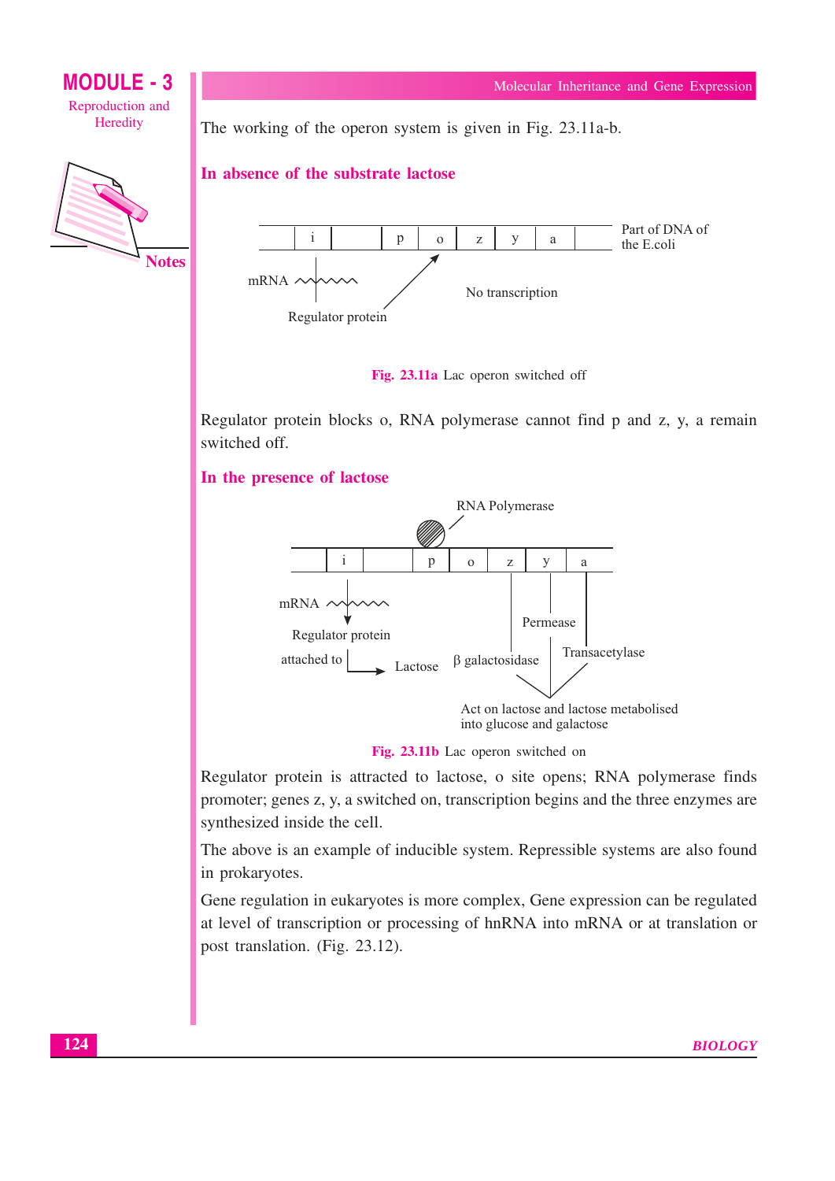The working of the operon system is given in Fig. 23.11a-b.

### In absence of the substrate lactose

| | i | | p | o | z | y | a | |
|---|---|---|---|---|---|---|---|---|

Part of DNA of the E.coli

mRNA

Regulator protein

No transcription

**Fig. 23.11a** Lac operon switched off

Regulator protein blocks o, RNA polymerase cannot find p and z, y, a remain switched off.

### In the presence of lactose

RNA Polymerase

| | i | | p | o | z | y | a |
|---|---|---|---|---|---|---|---|

mRNA

Regulator protein attached to Lactose

β galactosidase

Permease

Transacetylase

Act on lactose and lactose metabolised into glucose and galactose

**Fig. 23.11b** Lac operon switched on

Regulator protein is attracted to lactose, o site opens; RNA polymerase finds promoter; genes z, y, a switched on, transcription begins and the three enzymes are synthesized inside the cell.

The above is an example of inducible system. Repressible systems are also found in prokaryotes.

Gene regulation in eukaryotes is more complex, Gene expression can be regulated at level of transcription or processing of hnRNA into mRNA or at translation or post translation. (Fig. 23.12).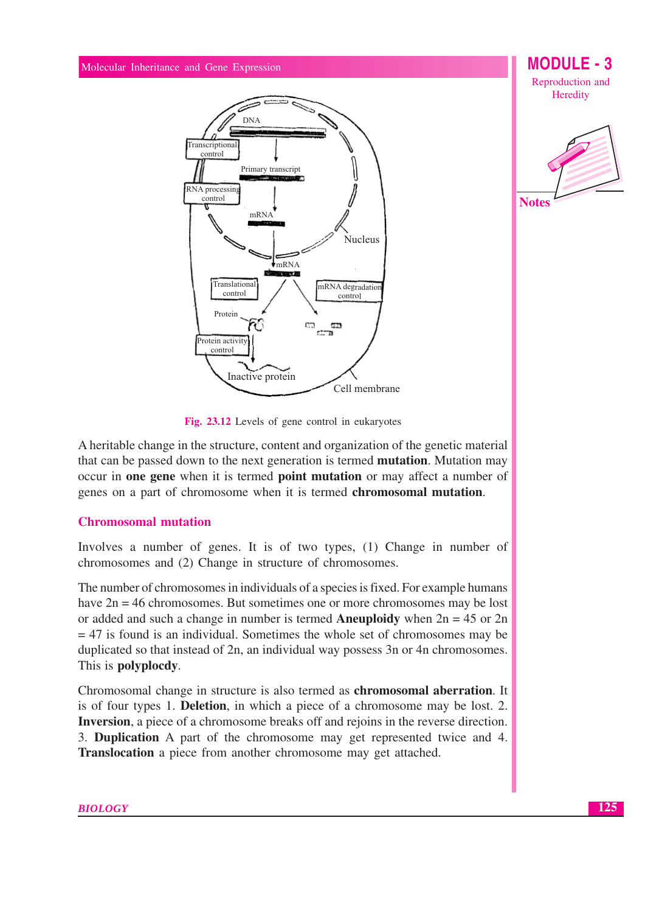Fig. 23.12 Levels of gene control in eukaryotes

A heritable change in the structure, content and organization of the genetic material that can be passed down to the next generation is termed **mutation**. Mutation may occur in **one gene** when it is termed **point mutation** or may affect a number of genes on a part of chromosome when it is termed **chromosomal mutation**.

## Chromosomal mutation

Involves a number of genes. It is of two types, (1) Change in number of chromosomes and (2) Change in structure of chromosomes.

The number of chromosomes in individuals of a species is fixed. For example humans have 2n = 46 chromosomes. But sometimes one or more chromosomes may be lost or added and such a change in number is termed **Aneuploidy** when 2n = 45 or 2n = 47 is found is an individual. Sometimes the whole set of chromosomes may be duplicated so that instead of 2n, an individual way possess 3n or 4n chromosomes. This is **polyplocdy**.

Chromosomal change in structure is also termed as **chromosomal aberration**. It is of four types 1. **Deletion**, in which a piece of a chromosome may be lost. 2. **Inversion**, a piece of a chromosome breaks off and rejoins in the reverse direction. 3. **Duplication** A part of the chromosome may get represented twice and 4. **Translocation** a piece from another chromosome may get attached.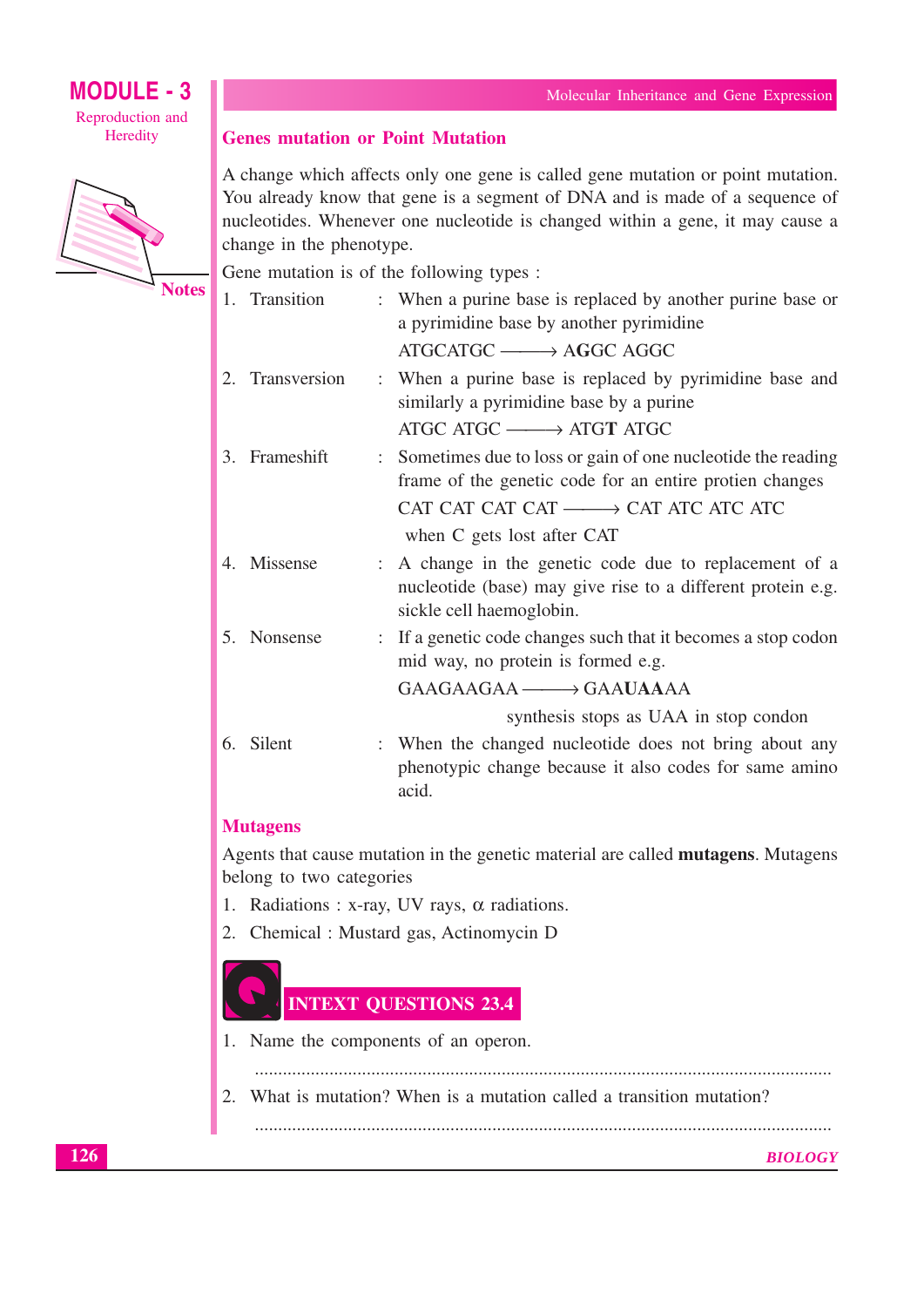## Genes mutation or Point Mutation

A change which affects only one gene is called gene mutation or point mutation. You already know that gene is a segment of DNA and is made of a sequence of nucleotides. Whenever one nucleotide is changed within a gene, it may cause a change in the phenotype.

Gene mutation is of the following types :

1. Transition : When a purine base is replaced by another purine base or a pyrimidine base by another pyrimidine

   ATGCATGC ⟶ A**G**GC AGGC

2. Transversion : When a purine base is replaced by pyrimidine base and similarly a pyrimidine base by a purine

   ATGC ATGC ⟶ ATG**T** ATGC

3. Frameshift : Sometimes due to loss or gain of one nucleotide the reading frame of the genetic code for an entire protien changes

   CAT CAT CAT CAT ⟶ CAT ATC ATC ATC

   when C gets lost after CAT

4. Missense : A change in the genetic code due to replacement of a nucleotide (base) may give rise to a different protein e.g. sickle cell haemoglobin.

5. Nonsense : If a genetic code changes such that it becomes a stop codon mid way, no protein is formed e.g.

   GAAGAAGAA ⟶ GAA**UAA**AA

   synthesis stops as UAA in stop condon

6. Silent : When the changed nucleotide does not bring about any phenotypic change because it also codes for same amino acid.

## Mutagens

Agents that cause mutation in the genetic material are called **mutagens**. Mutagens belong to two categories

1. Radiations : x-ray, UV rays, $\alpha$ radiations.
2. Chemical : Mustard gas, Actinomycin D

## INTEXT QUESTIONS 23.4

1. Name the components of an operon.

   ..........................................................................................................................

2. What is mutation? When is a mutation called a transition mutation?

   ..........................................................................................................................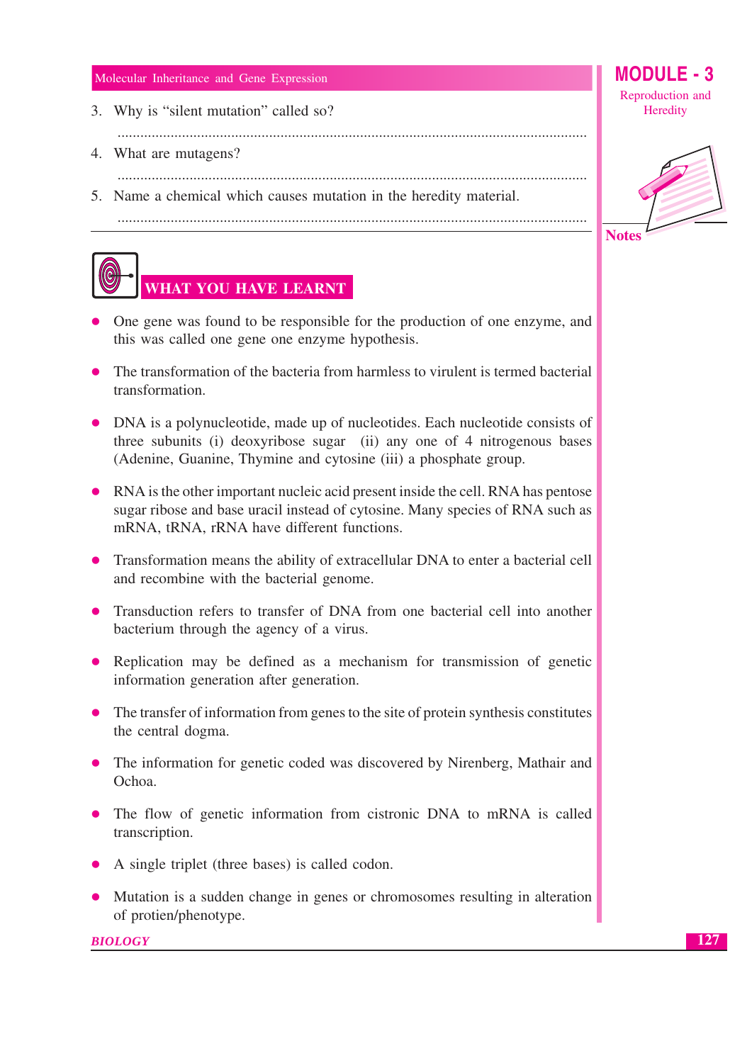3. Why is "silent mutation" called so?

   ..........................................................................................................................

4. What are mutagens?

   ..........................................................................................................................

5. Name a chemical which causes mutation in the heredity material.

   ..........................................................................................................................

## WHAT YOU HAVE LEARNT

- One gene was found to be responsible for the production of one enzyme, and this was called one gene one enzyme hypothesis.
- The transformation of the bacteria from harmless to virulent is termed bacterial transformation.
- DNA is a polynucleotide, made up of nucleotides. Each nucleotide consists of three subunits (i) deoxyribose sugar (ii) any one of 4 nitrogenous bases (Adenine, Guanine, Thymine and cytosine (iii) a phosphate group.
- RNA is the other important nucleic acid present inside the cell. RNA has pentose sugar ribose and base uracil instead of cytosine. Many species of RNA such as mRNA, tRNA, rRNA have different functions.
- Transformation means the ability of extracellular DNA to enter a bacterial cell and recombine with the bacterial genome.
- Transduction refers to transfer of DNA from one bacterial cell into another bacterium through the agency of a virus.
- Replication may be defined as a mechanism for transmission of genetic information generation after generation.
- The transfer of information from genes to the site of protein synthesis constitutes the central dogma.
- The information for genetic coded was discovered by Nirenberg, Mathair and Ochoa.
- The flow of genetic information from cistronic DNA to mRNA is called transcription.
- A single triplet (three bases) is called codon.
- Mutation is a sudden change in genes or chromosomes resulting in alteration of protien/phenotype.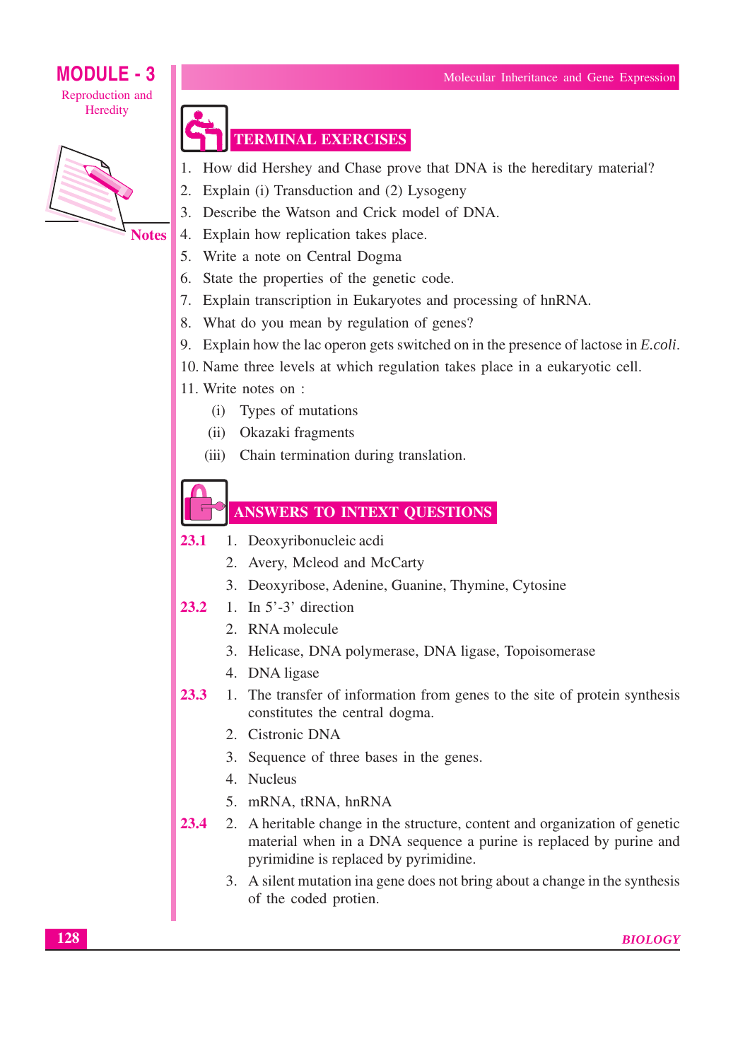## TERMINAL EXERCISES

1. How did Hershey and Chase prove that DNA is the hereditary material?
2. Explain (i) Transduction and (2) Lysogeny
3. Describe the Watson and Crick model of DNA.
4. Explain how replication takes place.
5. Write a note on Central Dogma
6. State the properties of the genetic code.
7. Explain transcription in Eukaryotes and processing of hnRNA.
8. What do you mean by regulation of genes?
9. Explain how the lac operon gets switched on in the presence of lactose in *E.coli*.
10. Name three levels at which regulation takes place in a eukaryotic cell.
11. Write notes on :
    (i) Types of mutations
    (ii) Okazaki fragments
    (iii) Chain termination during translation.

## ANSWERS TO INTEXT QUESTIONS

**23.1**
1. Deoxyribonucleic acdi
2. Avery, Mcleod and McCarty
3. Deoxyribose, Adenine, Guanine, Thymine, Cytosine

**23.2**
1. In 5'-3' direction
2. RNA molecule
3. Helicase, DNA polymerase, DNA ligase, Topoisomerase
4. DNA ligase

**23.3**
1. The transfer of information from genes to the site of protein synthesis constitutes the central dogma.
2. Cistronic DNA
3. Sequence of three bases in the genes.
4. Nucleus
5. mRNA, tRNA, hnRNA

**23.4**
2. A heritable change in the structure, content and organization of genetic material when in a DNA sequence a purine is replaced by purine and pyrimidine is replaced by pyrimidine.
3. A silent mutation ina gene does not bring about a change in the synthesis of the coded protien.